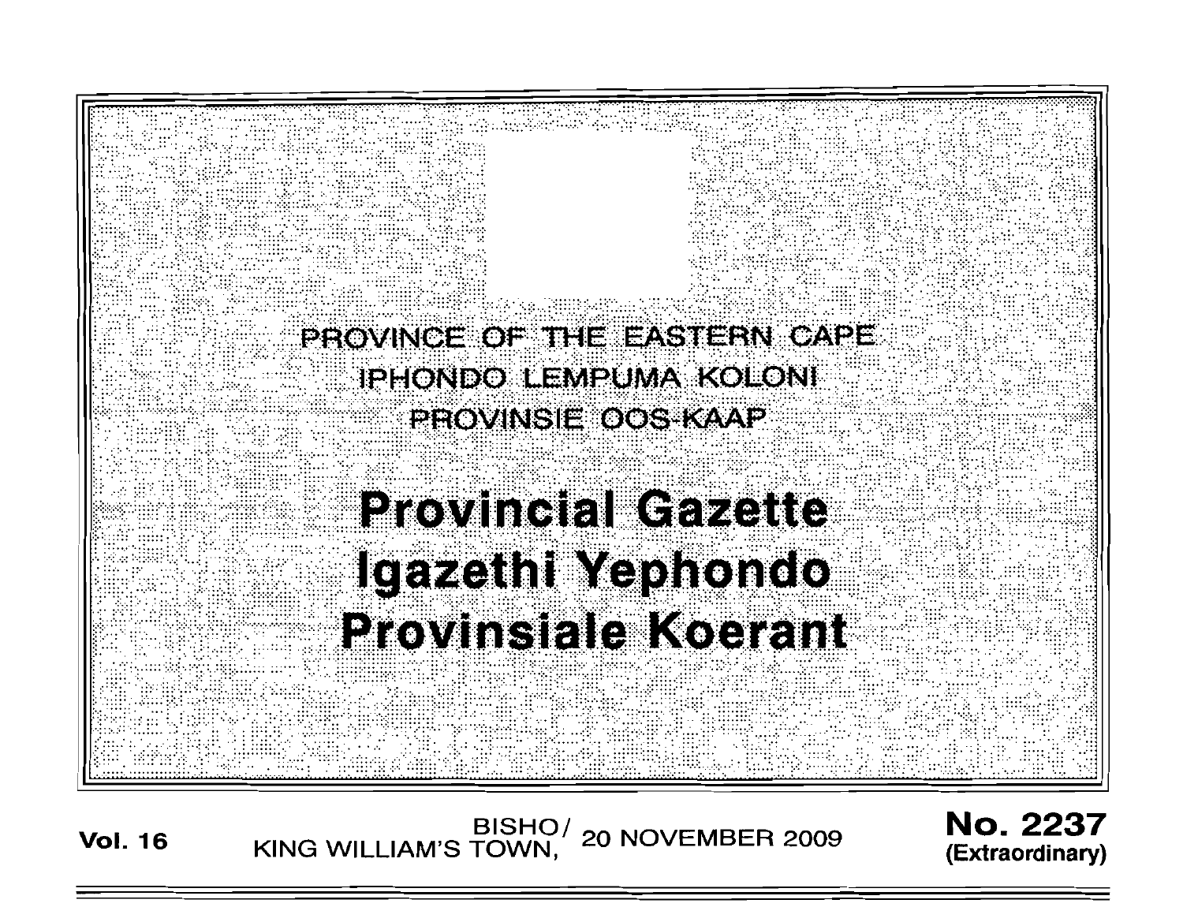PROVINCE OF THE EASTERN CAPE

IPHONDO LEMPUMA KOLONI

PROVINSIE OOS-KAAP

# Provincial Gazette
# Igazethi Yephondo
# Provinsiale Koerant

**Vol. 16** BISHO/ KING WILLIAM'S TOWN, 20 NOVEMBER 2009 **No. 2237 (Extraordinary)**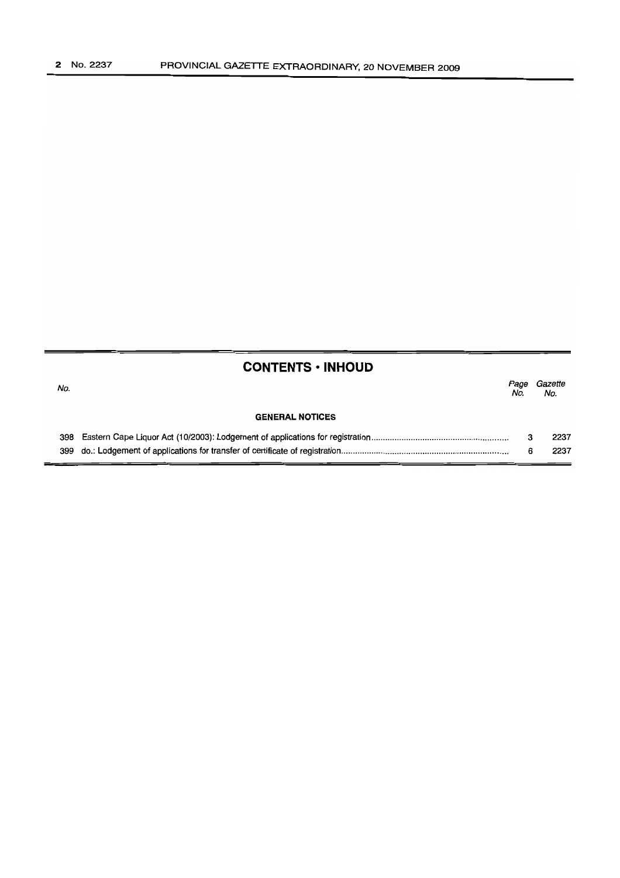## CONTENTS · INHOUD

| No. | | Page No. | Gazette No. |
|---|---|---|---|
| | **GENERAL NOTICES** | | |
| 398 | Eastern Cape Liquor Act (10/2003): Lodgement of applications for registration | 3 | 2237 |
| 399 | do.: Lodgement of applications for transfer of certificate of registration | 6 | 2237 |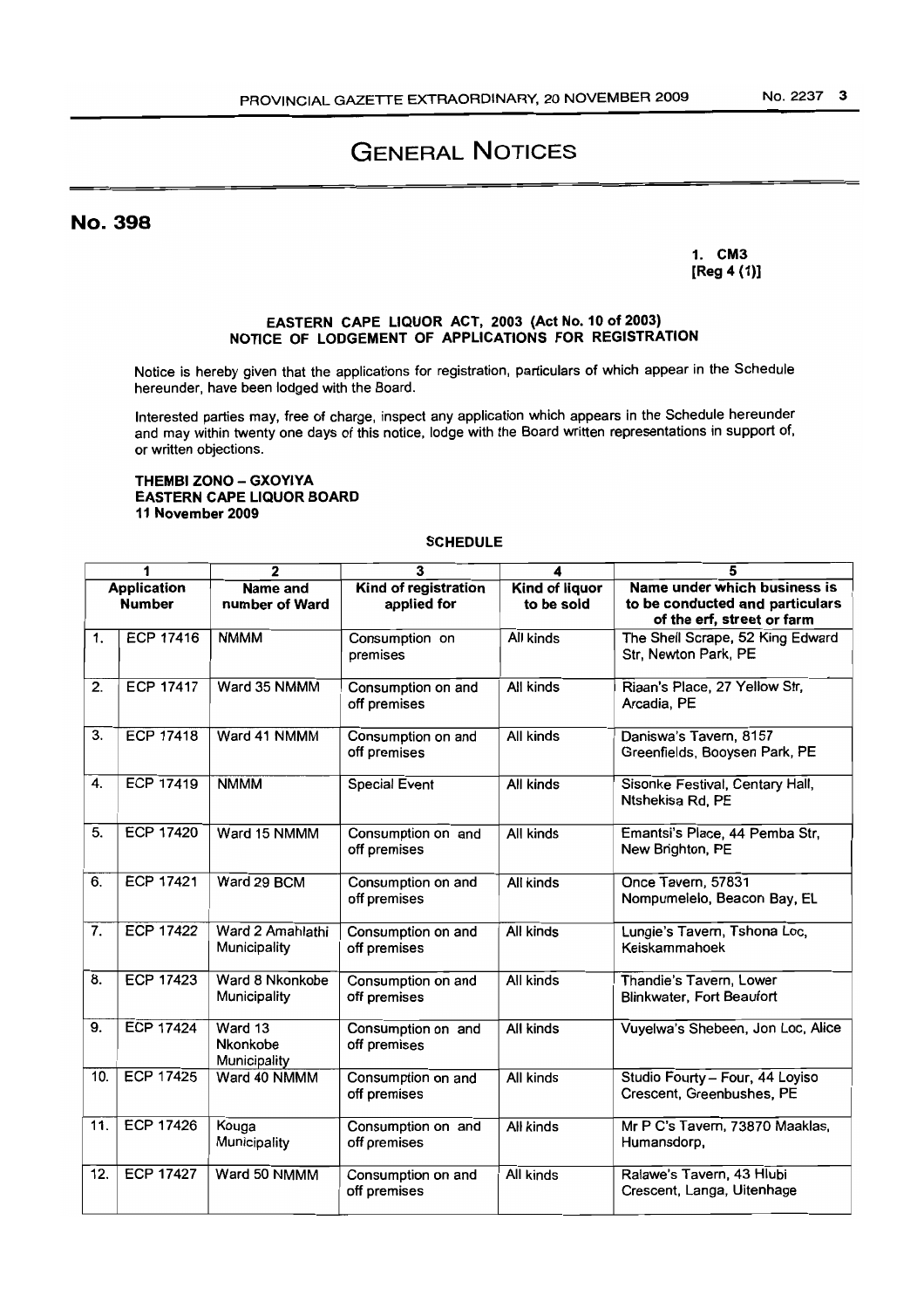# GENERAL NOTICES

## No. 398

**1. CM3**
**[Reg 4 (1)]**

**EASTERN CAPE LIQUOR ACT, 2003 (Act No. 10 of 2003)**
**NOTICE OF LODGEMENT OF APPLICATIONS FOR REGISTRATION**

Notice is hereby given that the applications for registration, particulars of which appear in the Schedule hereunder, have been lodged with the Board.

Interested parties may, free of charge, inspect any application which appears in the Schedule hereunder and may within twenty one days of this notice, lodge with the Board written representations in support of, or written objections.

**THEMBI ZONO – GXOYIYA**
**EASTERN CAPE LIQUOR BOARD**
**11 November 2009**

SCHEDULE

| 1 | | 2 | 3 | 4 | 5 |
|---|---|---|---|---|---|
| **Application Number** | | **Name and number of Ward** | **Kind of registration applied for** | **Kind of liquor to be sold** | **Name under which business is to be conducted and particulars of the erf, street or farm** |
| 1. | ECP 17416 | NMMM | Consumption on premises | All kinds | The Shell Scrape, 52 King Edward Str, Newton Park, PE |
| 2. | ECP 17417 | Ward 35 NMMM | Consumption on and off premises | All kinds | Riaan's Place, 27 Yellow Str, Arcadia, PE |
| 3. | ECP 17418 | Ward 41 NMMM | Consumption on and off premises | All kinds | Daniswa's Tavern, 8157 Greenfields, Booysen Park, PE |
| 4. | ECP 17419 | NMMM | Special Event | All kinds | Sisonke Festival, Centary Hall, Ntshekisa Rd, PE |
| 5. | ECP 17420 | Ward 15 NMMM | Consumption on and off premises | All kinds | Emantsi's Place, 44 Pemba Str, New Brighton, PE |
| 6. | ECP 17421 | Ward 29 BCM | Consumption on and off premises | All kinds | Once Tavern, 57831 Nompumelelo, Beacon Bay, EL |
| 7. | ECP 17422 | Ward 2 Amahlathi Municipality | Consumption on and off premises | All kinds | Lungie's Tavern, Tshona Loc, Keiskammahoek |
| 8. | ECP 17423 | Ward 8 Nkonkobe Municipality | Consumption on and off premises | All kinds | Thandie's Tavern, Lower Blinkwater, Fort Beaufort |
| 9. | ECP 17424 | Ward 13 Nkonkobe Municipality | Consumption on and off premises | All kinds | Vuyelwa's Shebeen, Jon Loc, Alice |
| 10. | ECP 17425 | Ward 40 NMMM | Consumption on and off premises | All kinds | Studio Fourty – Four, 44 Loyiso Crescent, Greenbushes, PE |
| 11. | ECP 17426 | Kouga Municipality | Consumption on and off premises | All kinds | Mr P C's Tavern, 73870 Maaklas, Humansdorp, |
| 12. | ECP 17427 | Ward 50 NMMM | Consumption on and off premises | All kinds | Ralawe's Tavern, 43 Hlubi Crescent, Langa, Uitenhage |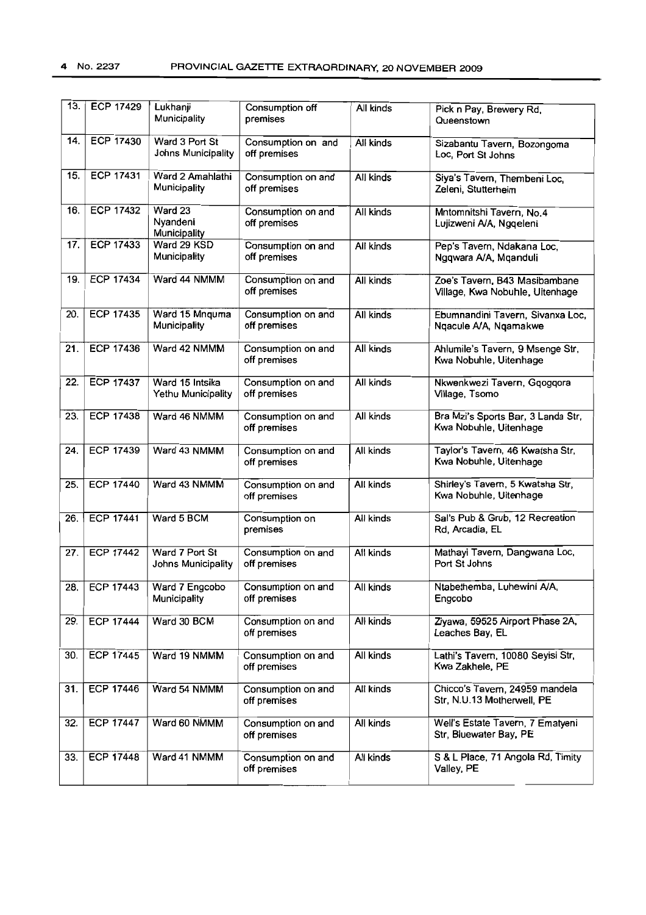| | | | | | |
|---|---|---|---|---|---|
| 13. | ECP 17429 | Lukhanji Municipality | Consumption off premises | All kinds | Pick n Pay, Brewery Rd, Queenstown |
| 14. | ECP 17430 | Ward 3 Port St Johns Municipality | Consumption on and off premises | All kinds | Sizabantu Tavern, Bozongoma Loc, Port St Johns |
| 15. | ECP 17431 | Ward 2 Amahlathi Municipality | Consumption on and off premises | All kinds | Siya's Tavern, Thembeni Loc, Zeleni, Stutterheim |
| 16. | ECP 17432 | Ward 23 Nyandeni Municipality | Consumption on and off premises | All kinds | Mntomntshi Tavern, No.4 Lujizweni A/A, Ngqeleni |
| 17. | ECP 17433 | Ward 29 KSD Municipality | Consumption on and off premises | All kinds | Pep's Tavern, Ndakana Loc, Ngqwara A/A, Mqanduli |
| 19. | ECP 17434 | Ward 44 NMMM | Consumption on and off premises | All kinds | Zoe's Tavern, B43 Masibambane Village, Kwa Nobuhle, Uitenhage |
| 20. | ECP 17435 | Ward 15 Mnquma Municipality | Consumption on and off premises | All kinds | Ebumnandini Tavern, Sivanxa Loc, Nqacule A/A, Nqamakwe |
| 21. | ECP 17436 | Ward 42 NMMM | Consumption on and off premises | All kinds | Ahlumile's Tavern, 9 Msenge Str, Kwa Nobuhle, Uitenhage |
| 22. | ECP 17437 | Ward 15 Intsika Yethu Municipality | Consumption on and off premises | All kinds | Nkwenkwezi Tavern, Gqogqora Village, Tsomo |
| 23. | ECP 17438 | Ward 46 NMMM | Consumption on and off premises | All kinds | Bra Mzi's Sports Bar, 3 Landa Str, Kwa Nobuhle, Uitenhage |
| 24. | ECP 17439 | Ward 43 NMMM | Consumption on and off premises | All kinds | Taylor's Tavern, 46 Kwatsha Str, Kwa Nobuhle, Uitenhage |
| 25. | ECP 17440 | Ward 43 NMMM | Consumption on and off premises | All kinds | Shirley's Tavern, 5 Kwatsha Str, Kwa Nobuhle, Uitenhage |
| 26. | ECP 17441 | Ward 5 BCM | Consumption on premises | All kinds | Sal's Pub & Grub, 12 Recreation Rd, Arcadia, EL |
| 27. | ECP 17442 | Ward 7 Port St Johns Municipality | Consumption on and off premises | All kinds | Mathayi Tavern, Dangwana Loc, Port St Johns |
| 28. | ECP 17443 | Ward 7 Engcobo Municipality | Consumption on and off premises | All kinds | Ntabethemba, Luhewini A/A, Engcobo |
| 29. | ECP 17444 | Ward 30 BCM | Consumption on and off premises | All kinds | Ziyawa, 59525 Airport Phase 2A, Leaches Bay, EL |
| 30. | ECP 17445 | Ward 19 NMMM | Consumption on and off premises | All kinds | Lathi's Tavern, 10080 Seyisi Str, Kwa Zakhele, PE |
| 31. | ECP 17446 | Ward 54 NMMM | Consumption on and off premises | All kinds | Chicco's Tavern, 24959 mandela Str, N.U.13 Motherwell, PE |
| 32. | ECP 17447 | Ward 60 NMMM | Consumption on and off premises | All kinds | Well's Estate Tavern, 7 Ematyeni Str, Bluewater Bay, PE |
| 33. | ECP 17448 | Ward 41 NMMM | Consumption on and off premises | All kinds | S & L Place, 71 Angola Rd, Timity Valley, PE |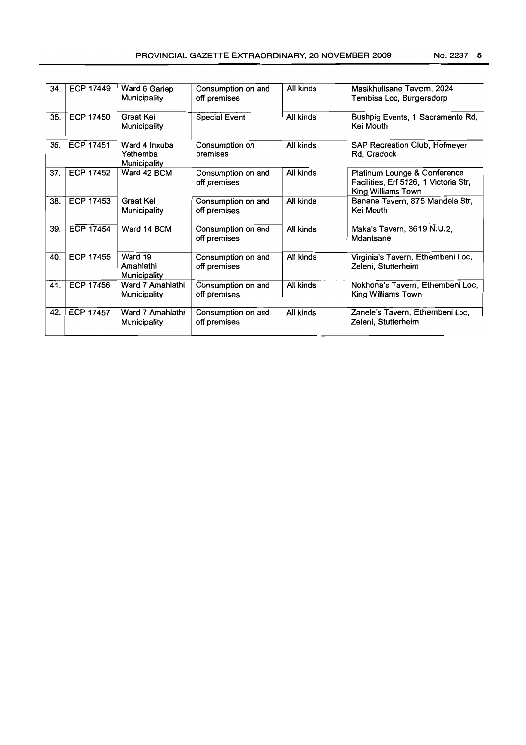| | | | | | |
|---|---|---|---|---|---|
| 34. | ECP 17449 | Ward 6 Gariep Municipality | Consumption on and off premises | All kinds | Masikhulisane Tavern, 2024 Tembisa Loc, Burgersdorp |
| 35. | ECP 17450 | Great Kei Municipality | Special Event | All kinds | Bushpig Events, 1 Sacramento Rd, Kei Mouth |
| 36. | ECP 17451 | Ward 4 Inxuba Yethemba Municipality | Consumption on premises | All kinds | SAP Recreation Club, Hofmeyer Rd, Cradock |
| 37. | ECP 17452 | Ward 42 BCM | Consumption on and off premises | All kinds | Platinum Lounge & Conference Facilities, Erf 5126, 1 Victoria Str, King Williams Town |
| 38. | ECP 17453 | Great Kei Municipality | Consumption on and off premises | All kinds | Banana Tavern, 875 Mandela Str, Kei Mouth |
| 39. | ECP 17454 | Ward 14 BCM | Consumption on and off premises | All kinds | Maka's Tavern, 3619 N.U.2, Mdantsane |
| 40. | ECP 17455 | Ward 19 Amahlathi Municipality | Consumption on and off premises | All kinds | Virginia's Tavern, Ethembeni Loc, Zeleni, Stutterheim |
| 41. | ECP 17456 | Ward 7 Amahlathi Municipality | Consumption on and off premises | All kinds | Nokhona's Tavern, Ethembeni Loc, King Williams Town |
| 42. | ECP 17457 | Ward 7 Amahlathi Municipality | Consumption on and off premises | All kinds | Zanele's Tavern, Ethembeni Loc, Zeleni, Stutterheim |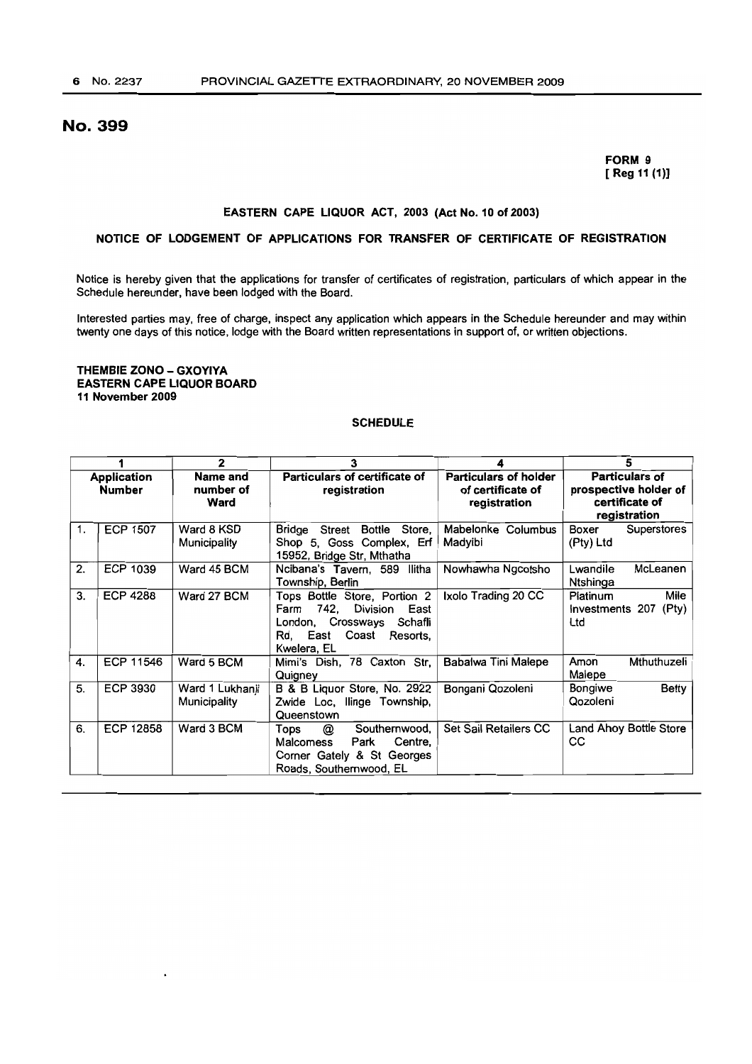# No. 399

**FORM 9**
**[ Reg 11 (1)]**

**EASTERN CAPE LIQUOR ACT, 2003 (Act No. 10 of 2003)**

**NOTICE OF LODGEMENT OF APPLICATIONS FOR TRANSFER OF CERTIFICATE OF REGISTRATION**

Notice is hereby given that the applications for transfer of certificates of registration, particulars of which appear in the Schedule hereunder, have been lodged with the Board.

Interested parties may, free of charge, inspect any application which appears in the Schedule hereunder and may within twenty one days of this notice, lodge with the Board written representations in support of, or written objections.

**THEMBIE ZONO – GXOYIYA**
**EASTERN CAPE LIQUOR BOARD**
**11 November 2009**

**SCHEDULE**

| 1 | | 2 | 3 | 4 | 5 |
|---|---|---|---|---|---|
| **Application Number** | | **Name and number of Ward** | **Particulars of certificate of registration** | **Particulars of holder of certificate of registration** | **Particulars of prospective holder of certificate of registration** |
| 1. | ECP 1507 | Ward 8 KSD Municipality | Bridge Street Bottle Store, Shop 5, Goss Complex, Erf 15952, Bridge Str, Mthatha | Mabelonke Columbus Madyibi | Boxer Superstores (Pty) Ltd |
| 2. | ECP 1039 | Ward 45 BCM | Ncibana's Tavern, 589 Ilitha Township, Berlin | Nowhawha Ngcotsho | Lwandile McLeanen Ntshinga |
| 3. | ECP 4288 | Ward 27 BCM | Tops Bottle Store, Portion 2 Farm 742, Division East London, Crossways Schafli Rd, East Coast Resorts, Kwelera, EL | Ixolo Trading 20 CC | Platinum Mile Investments 207 (Pty) Ltd |
| 4. | ECP 11546 | Ward 5 BCM | Mimi's Dish, 78 Caxton Str, Quigney | Babalwa Tini Malepe | Amon Mthuthuzeli Malepe |
| 5. | ECP 3930 | Ward 1 Lukhanji Municipality | B & B Liquor Store, No. 2922 Zwide Loc, Ilinge Township, Queenstown | Bongani Qozoleni | Bongiwe Betty Qozoleni |
| 6. | ECP 12858 | Ward 3 BCM | Tops @ Southernwood, Malcomess Park Centre, Corner Gately & St Georges Roads, Southernwood, EL | Set Sail Retailers CC | Land Ahoy Bottle Store CC |